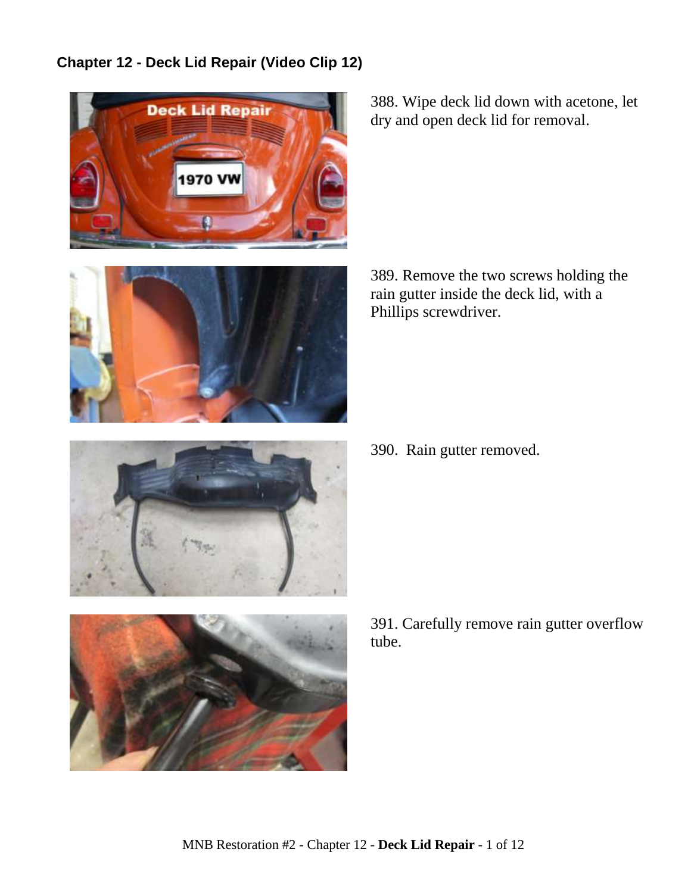## Chapter 12 - Deck Lid Repair (Video Clip 12)

388. Wipe deck lid down with acetone, let dry and open deck lid for removal.

389. Remove the two screws holding the rain gutter inside the deck lid, with a Phillips screwdriver.

390. Rain gutter removed.

391. Carefully remove rain gutter overflow tube.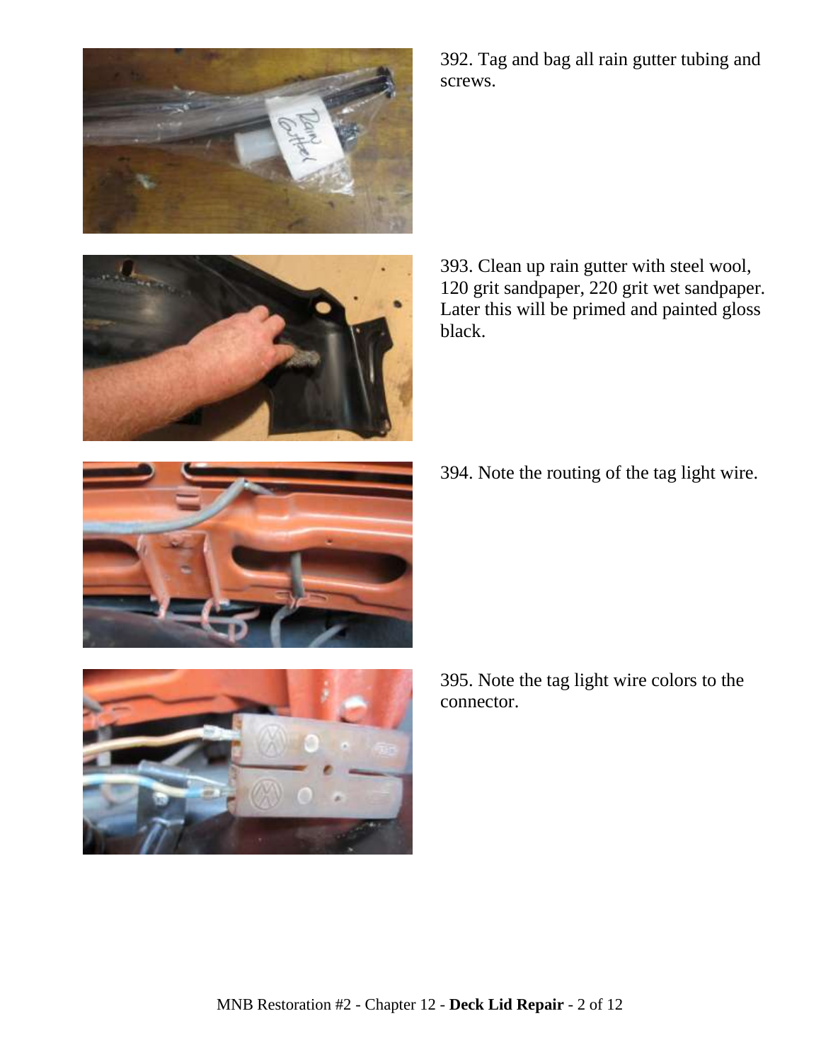392. Tag and bag all rain gutter tubing and screws.

393. Clean up rain gutter with steel wool, 120 grit sandpaper, 220 grit wet sandpaper. Later this will be primed and painted gloss black.

394. Note the routing of the tag light wire.

395. Note the tag light wire colors to the connector.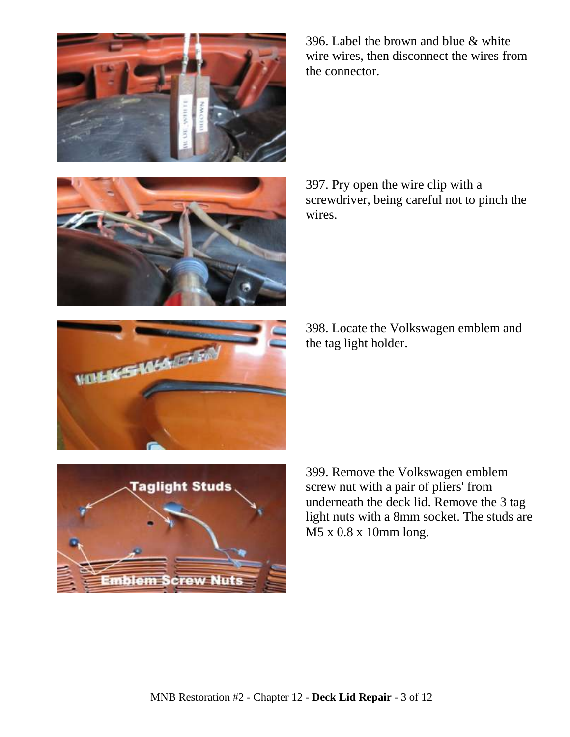396. Label the brown and blue & white wire wires, then disconnect the wires from the connector.

397. Pry open the wire clip with a screwdriver, being careful not to pinch the wires.

398. Locate the Volkswagen emblem and the tag light holder.

399. Remove the Volkswagen emblem screw nut with a pair of pliers' from underneath the deck lid. Remove the 3 tag light nuts with a 8mm socket. The studs are M5 x 0.8 x 10mm long.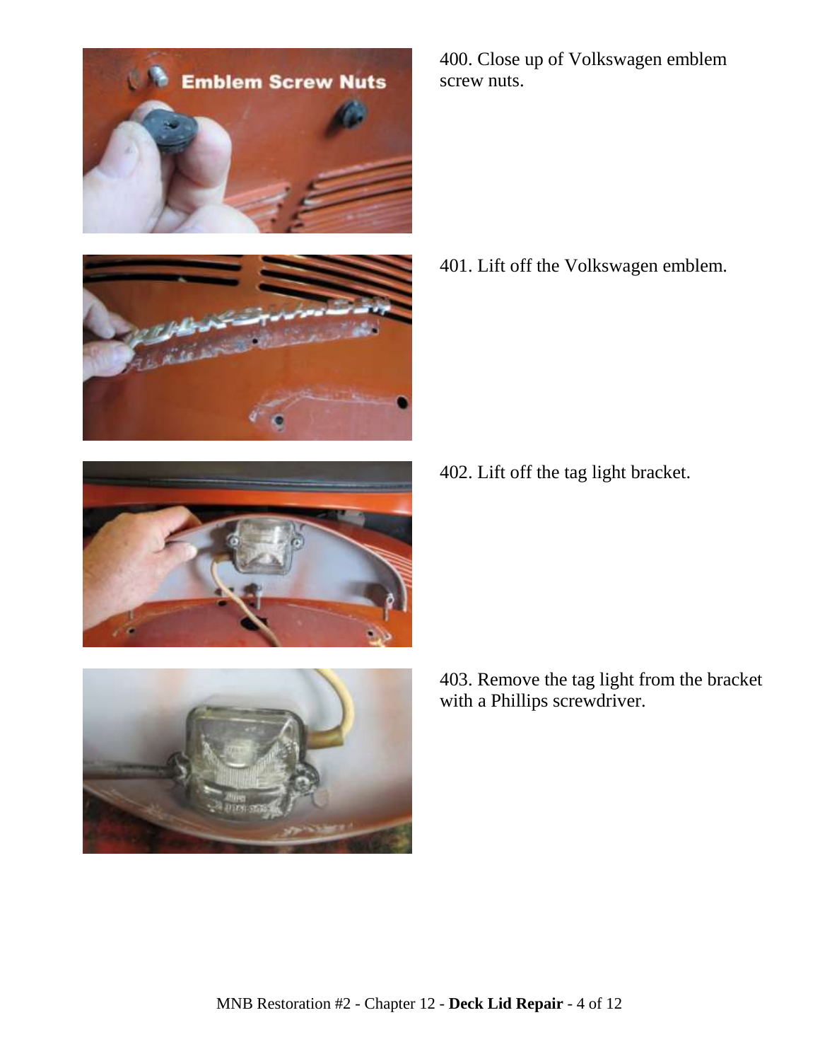400. Close up of Volkswagen emblem screw nuts.

401. Lift off the Volkswagen emblem.

402. Lift off the tag light bracket.

403. Remove the tag light from the bracket with a Phillips screwdriver.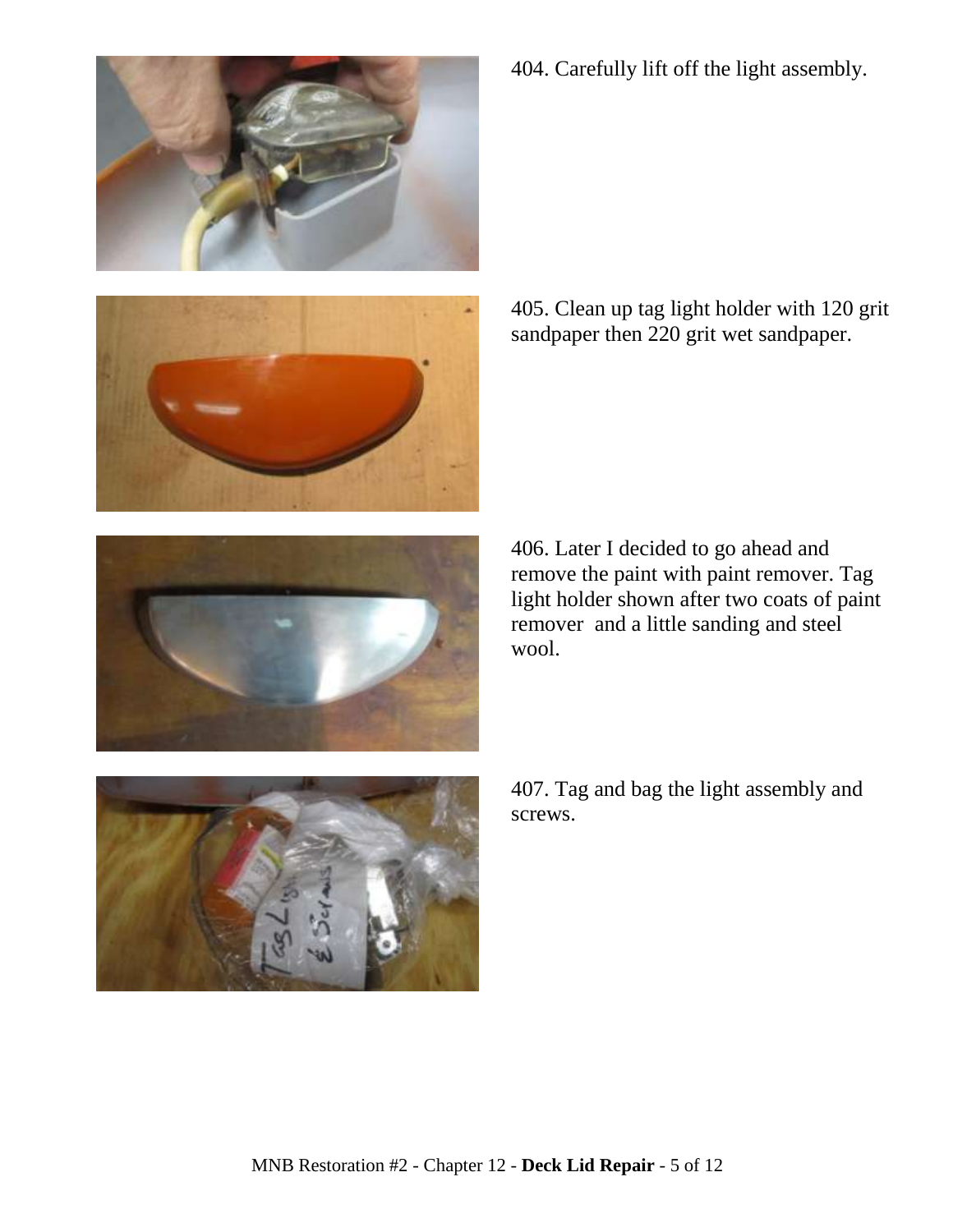404. Carefully lift off the light assembly.

405. Clean up tag light holder with 120 grit sandpaper then 220 grit wet sandpaper.

406. Later I decided to go ahead and remove the paint with paint remover. Tag light holder shown after two coats of paint remover  and a little sanding and steel wool.

407. Tag and bag the light assembly and screws.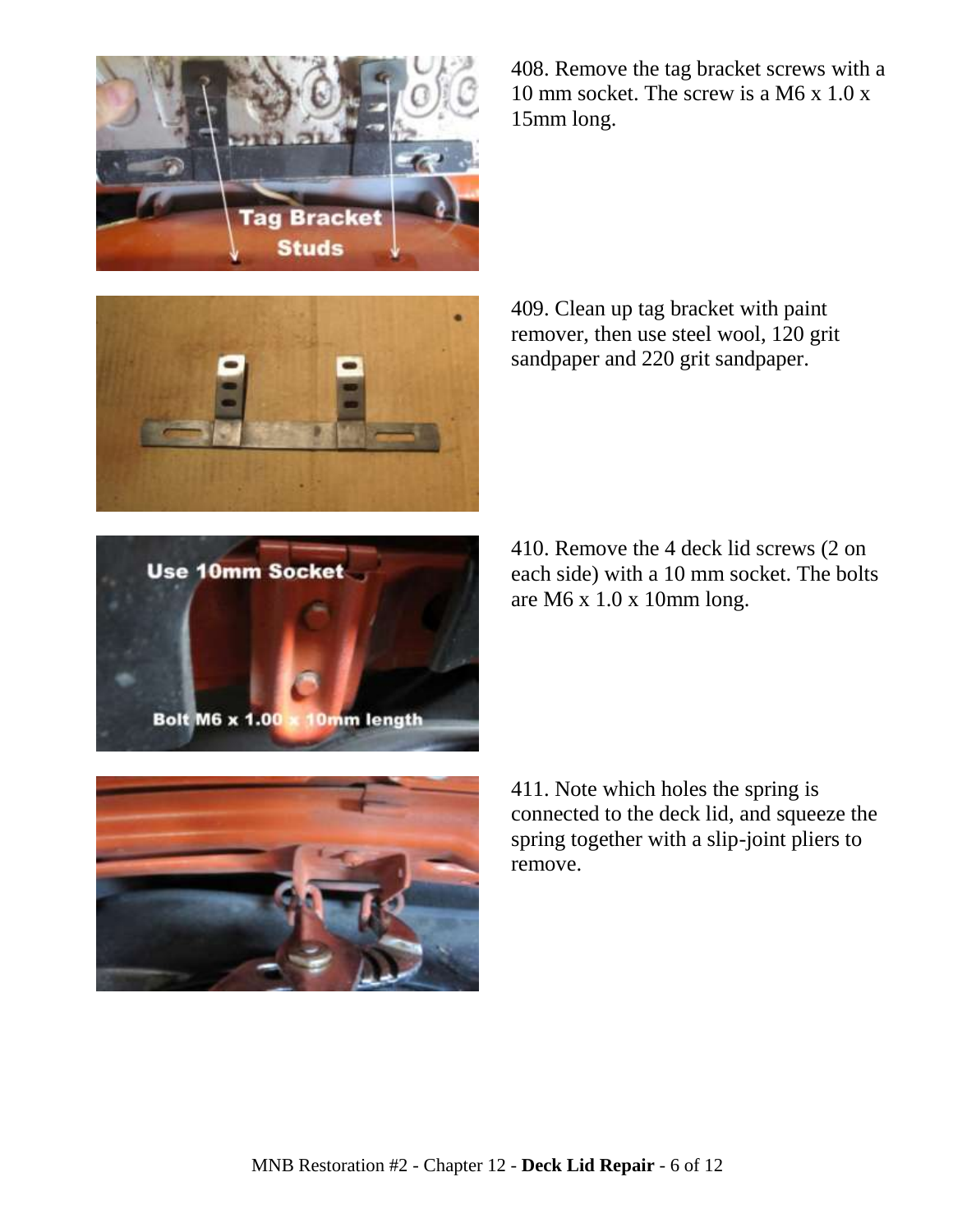408. Remove the tag bracket screws with a 10 mm socket. The screw is a M6 x 1.0 x 15mm long.

409. Clean up tag bracket with paint remover, then use steel wool, 120 grit sandpaper and 220 grit sandpaper.

410. Remove the 4 deck lid screws (2 on each side) with a 10 mm socket. The bolts are M6 x 1.0 x 10mm long.

411. Note which holes the spring is connected to the deck lid, and squeeze the spring together with a slip-joint pliers to remove.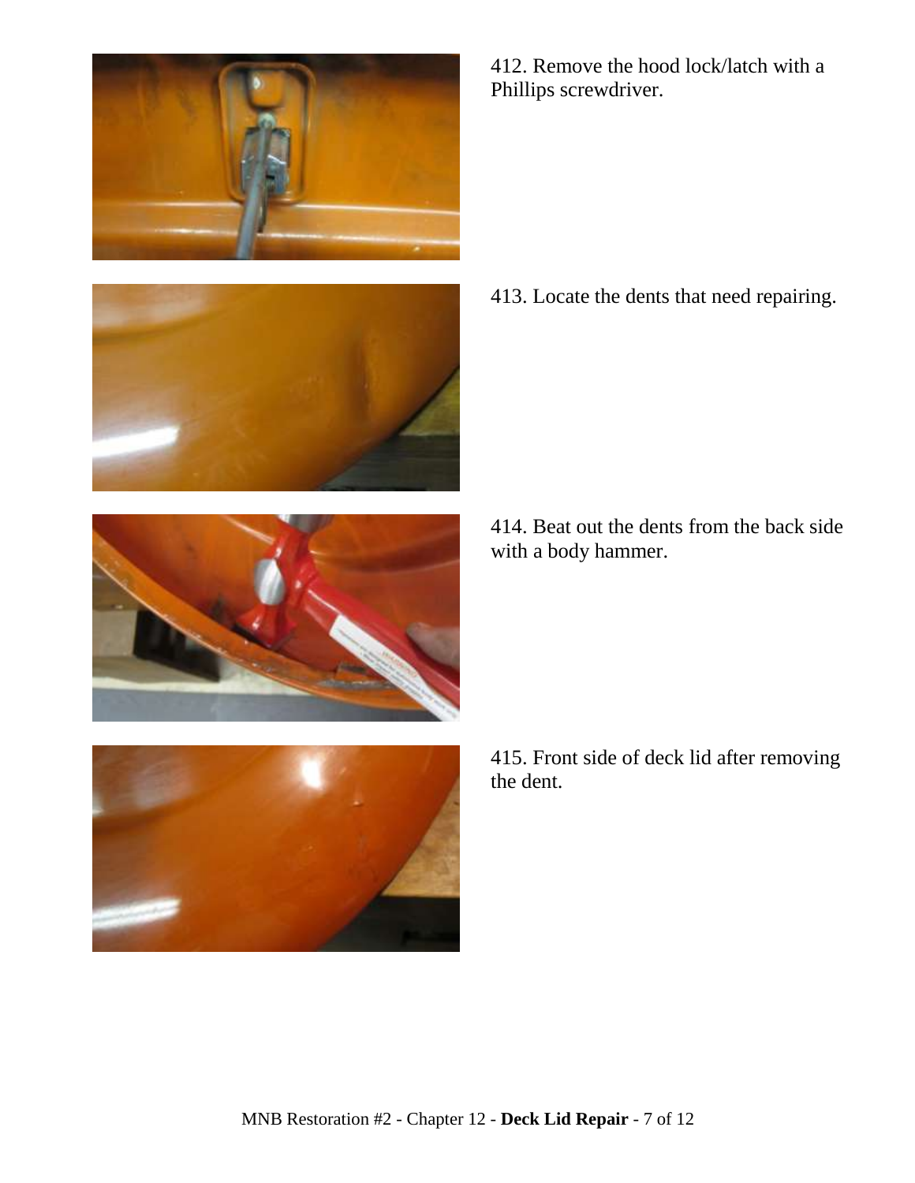412. Remove the hood lock/latch with a Phillips screwdriver.

413. Locate the dents that need repairing.

414. Beat out the dents from the back side with a body hammer.

415. Front side of deck lid after removing the dent.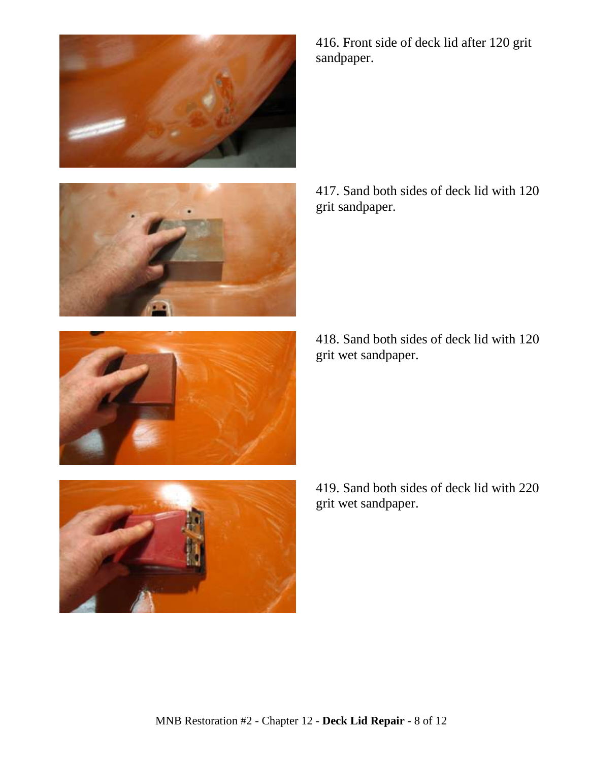416. Front side of deck lid after 120 grit sandpaper.

417. Sand both sides of deck lid with 120 grit sandpaper.

418. Sand both sides of deck lid with 120 grit wet sandpaper.

419. Sand both sides of deck lid with 220 grit wet sandpaper.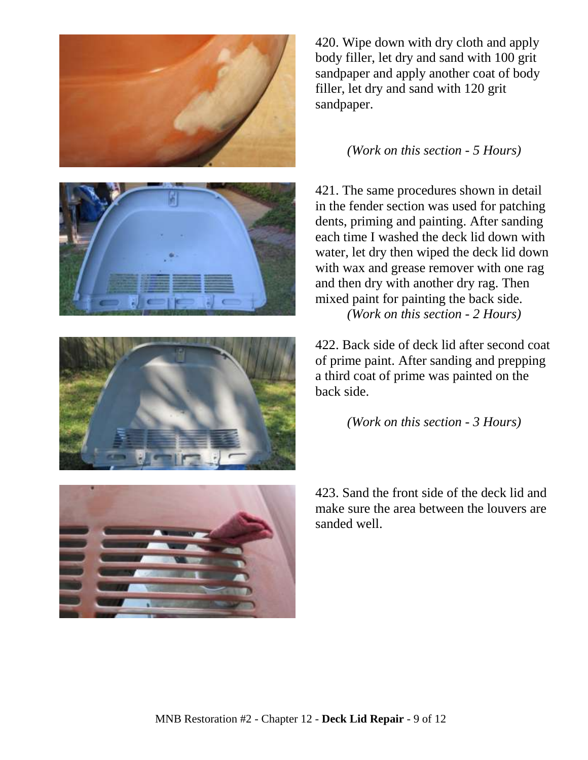420. Wipe down with dry cloth and apply body filler, let dry and sand with 100 grit sandpaper and apply another coat of body filler, let dry and sand with 120 grit sandpaper.

*(Work on this section - 5 Hours)*

421. The same procedures shown in detail in the fender section was used for patching dents, priming and painting. After sanding each time I washed the deck lid down with water, let dry then wiped the deck lid down with wax and grease remover with one rag and then dry with another dry rag. Then mixed paint for painting the back side.

*(Work on this section - 2 Hours)*

422. Back side of deck lid after second coat of prime paint. After sanding and prepping a third coat of prime was painted on the back side.

*(Work on this section - 3 Hours)*

423. Sand the front side of the deck lid and make sure the area between the louvers are sanded well.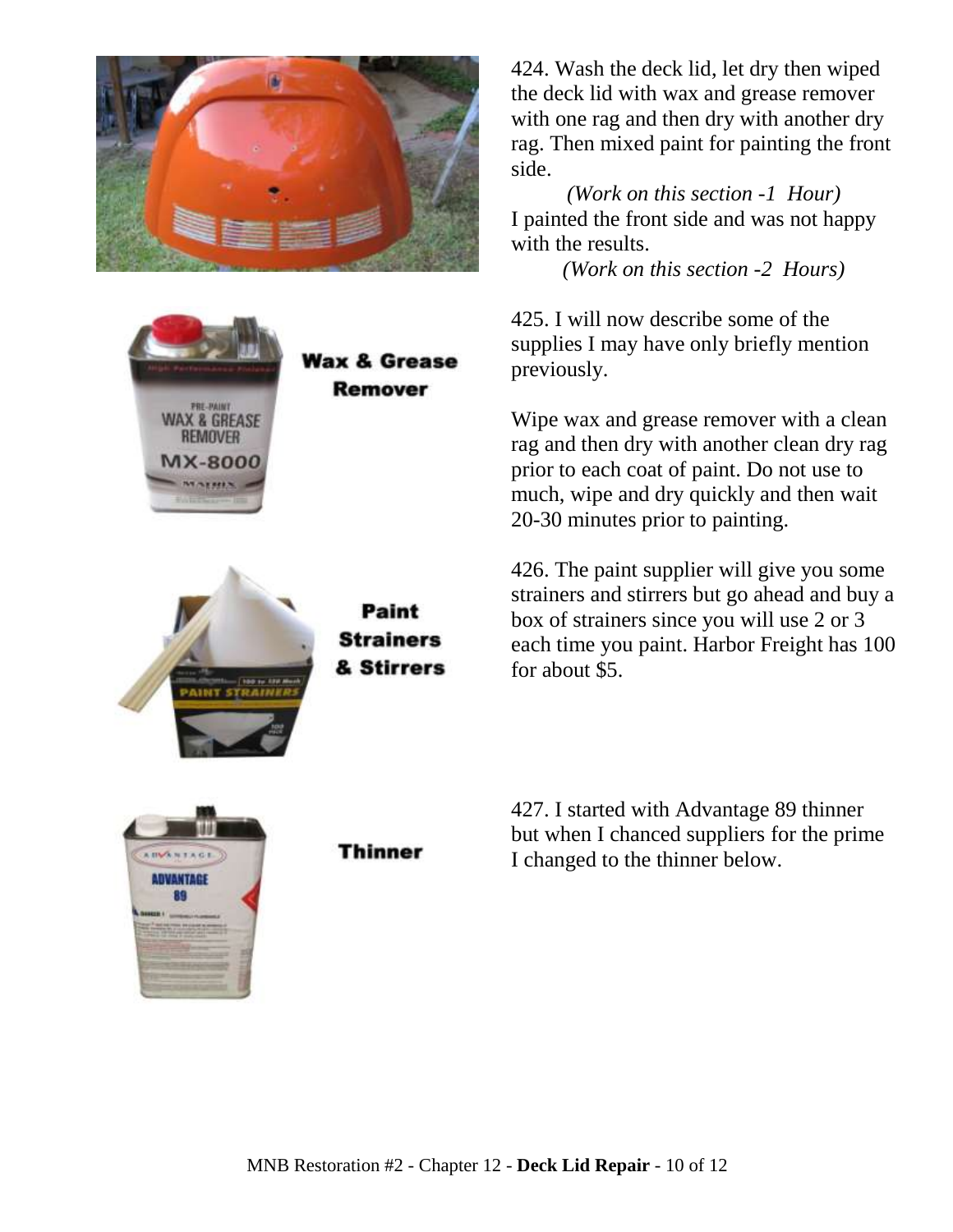424. Wash the deck lid, let dry then wiped the deck lid with wax and grease remover with one rag and then dry with another dry rag. Then mixed paint for painting the front side.

*(Work on this section -1 Hour)*

I painted the front side and was not happy with the results.

*(Work on this section -2 Hours)*

**Wax & Grease Remover**

425. I will now describe some of the supplies I may have only briefly mention previously.

Wipe wax and grease remover with a clean rag and then dry with another clean dry rag prior to each coat of paint. Do not use to much, wipe and dry quickly and then wait 20-30 minutes prior to painting.

**Paint Strainers & Stirrers**

426. The paint supplier will give you some strainers and stirrers but go ahead and buy a box of strainers since you will use 2 or 3 each time you paint. Harbor Freight has 100 for about $5.

**Thinner**

427. I started with Advantage 89 thinner but when I chanced suppliers for the prime I changed to the thinner below.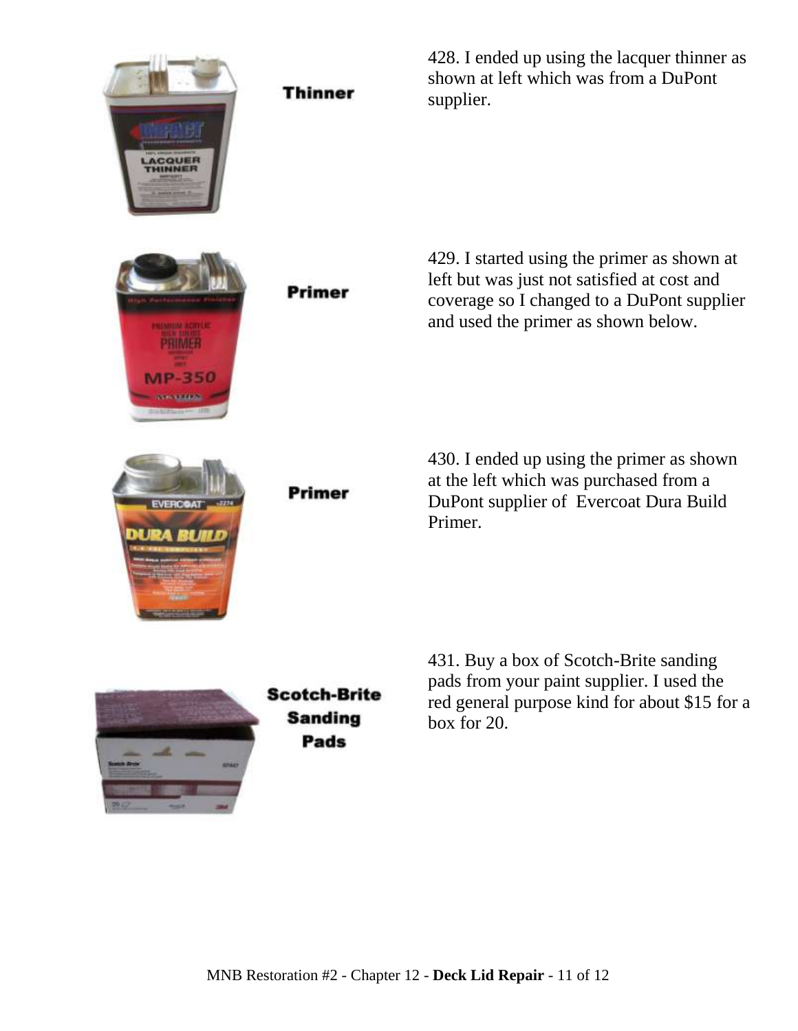Thinner

428. I ended up using the lacquer thinner as shown at left which was from a DuPont supplier.

Primer

429. I started using the primer as shown at left but was just not satisfied at cost and coverage so I changed to a DuPont supplier and used the primer as shown below.

Primer

430. I ended up using the primer as shown at the left which was purchased from a DuPont supplier of  Evercoat Dura Build Primer.

Scotch-Brite Sanding Pads

431. Buy a box of Scotch-Brite sanding pads from your paint supplier. I used the red general purpose kind for about $15 for a box for 20.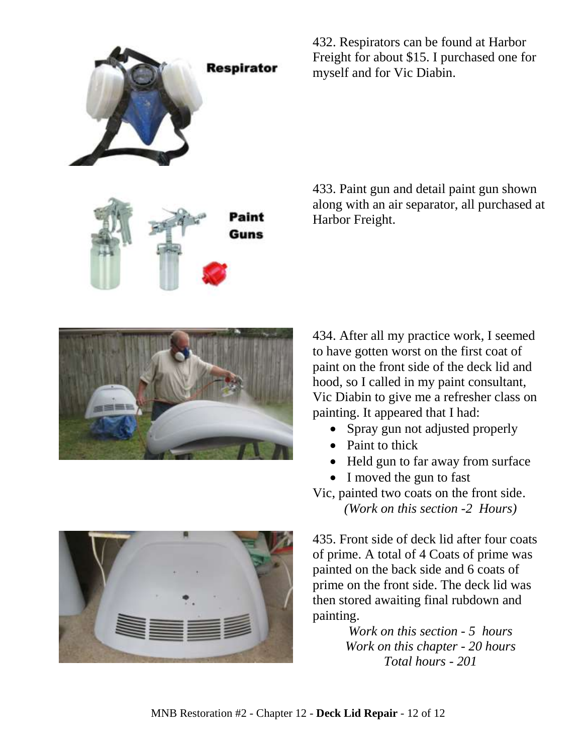Respirator

432. Respirators can be found at Harbor Freight for about $15. I purchased one for myself and for Vic Diabin.

Paint Guns

433. Paint gun and detail paint gun shown along with an air separator, all purchased at Harbor Freight.

434. After all my practice work, I seemed to have gotten worst on the first coat of paint on the front side of the deck lid and hood, so I called in my paint consultant, Vic Diabin to give me a refresher class on painting. It appeared that I had:

- Spray gun not adjusted properly
- Paint to thick
- Held gun to far away from surface
- I moved the gun to fast

Vic, painted two coats on the front side.

*(Work on this section -2 Hours)*

435. Front side of deck lid after four coats of prime. A total of 4 Coats of prime was painted on the back side and 6 coats of prime on the front side. The deck lid was then stored awaiting final rubdown and painting.

*Work on this section - 5 hours*
*Work on this chapter - 20 hours*
*Total hours - 201*